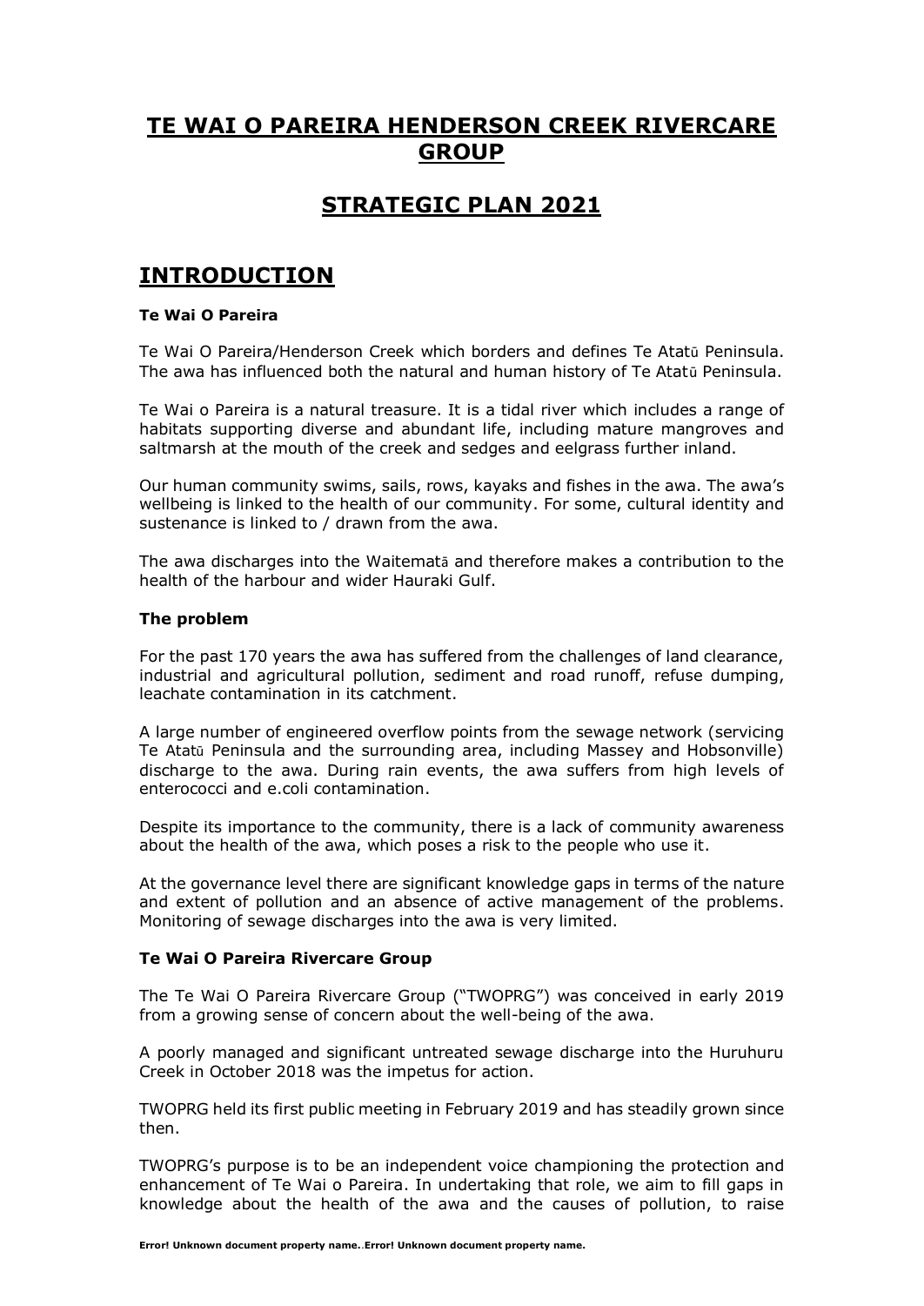# TE WAI O PAREIRA HENDERSON CREEK RIVERCARE GROUP

# STRATEGIC PLAN 2021

# INTRODUCTION

**Te Wai O Pareira**

Te Wai O Pareira/Henderson Creek which borders and defines Te Atatū Peninsula. The awa has influenced both the natural and human history of Te Atatū Peninsula.

Te Wai o Pareira is a natural treasure. It is a tidal river which includes a range of habitats supporting diverse and abundant life, including mature mangroves and saltmarsh at the mouth of the creek and sedges and eelgrass further inland.

Our human community swims, sails, rows, kayaks and fishes in the awa. The awa's wellbeing is linked to the health of our community. For some, cultural identity and sustenance is linked to / drawn from the awa.

The awa discharges into the Waitematā and therefore makes a contribution to the health of the harbour and wider Hauraki Gulf.

**The problem**

For the past 170 years the awa has suffered from the challenges of land clearance, industrial and agricultural pollution, sediment and road runoff, refuse dumping, leachate contamination in its catchment.

A large number of engineered overflow points from the sewage network (servicing Te Atatū Peninsula and the surrounding area, including Massey and Hobsonville) discharge to the awa. During rain events, the awa suffers from high levels of enterococci and e.coli contamination.

Despite its importance to the community, there is a lack of community awareness about the health of the awa, which poses a risk to the people who use it.

At the governance level there are significant knowledge gaps in terms of the nature and extent of pollution and an absence of active management of the problems. Monitoring of sewage discharges into the awa is very limited.

**Te Wai O Pareira Rivercare Group**

The Te Wai O Pareira Rivercare Group ("TWOPRG") was conceived in early 2019 from a growing sense of concern about the well-being of the awa.

A poorly managed and significant untreated sewage discharge into the Huruhuru Creek in October 2018 was the impetus for action.

TWOPRG held its first public meeting in February 2019 and has steadily grown since then.

TWOPRG's purpose is to be an independent voice championing the protection and enhancement of Te Wai o Pareira. In undertaking that role, we aim to fill gaps in knowledge about the health of the awa and the causes of pollution, to raise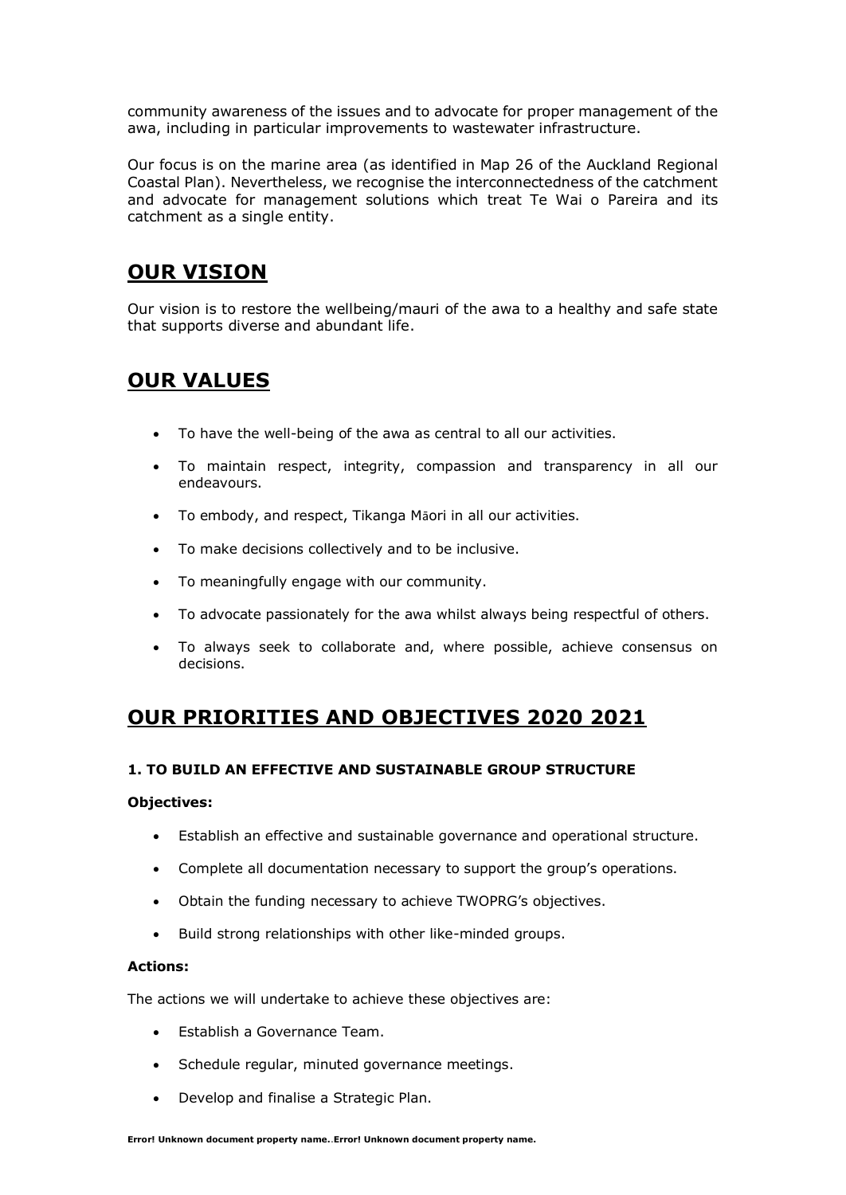community awareness of the issues and to advocate for proper management of the awa, including in particular improvements to wastewater infrastructure.

Our focus is on the marine area (as identified in Map 26 of the Auckland Regional Coastal Plan). Nevertheless, we recognise the interconnectedness of the catchment and advocate for management solutions which treat Te Wai o Pareira and its catchment as a single entity.

## OUR VISION

Our vision is to restore the wellbeing/mauri of the awa to a healthy and safe state that supports diverse and abundant life.

## OUR VALUES

- To have the well-being of the awa as central to all our activities.
- To maintain respect, integrity, compassion and transparency in all our endeavours.
- To embody, and respect, Tikanga Māori in all our activities.
- To make decisions collectively and to be inclusive.
- To meaningfully engage with our community.
- To advocate passionately for the awa whilst always being respectful of others.
- To always seek to collaborate and, where possible, achieve consensus on decisions.

## OUR PRIORITIES AND OBJECTIVES 2020 2021

### 1. TO BUILD AN EFFECTIVE AND SUSTAINABLE GROUP STRUCTURE

**Objectives:**

- Establish an effective and sustainable governance and operational structure.
- Complete all documentation necessary to support the group's operations.
- Obtain the funding necessary to achieve TWOPRG's objectives.
- Build strong relationships with other like-minded groups.

**Actions:**

The actions we will undertake to achieve these objectives are:

- Establish a Governance Team.
- Schedule regular, minuted governance meetings.
- Develop and finalise a Strategic Plan.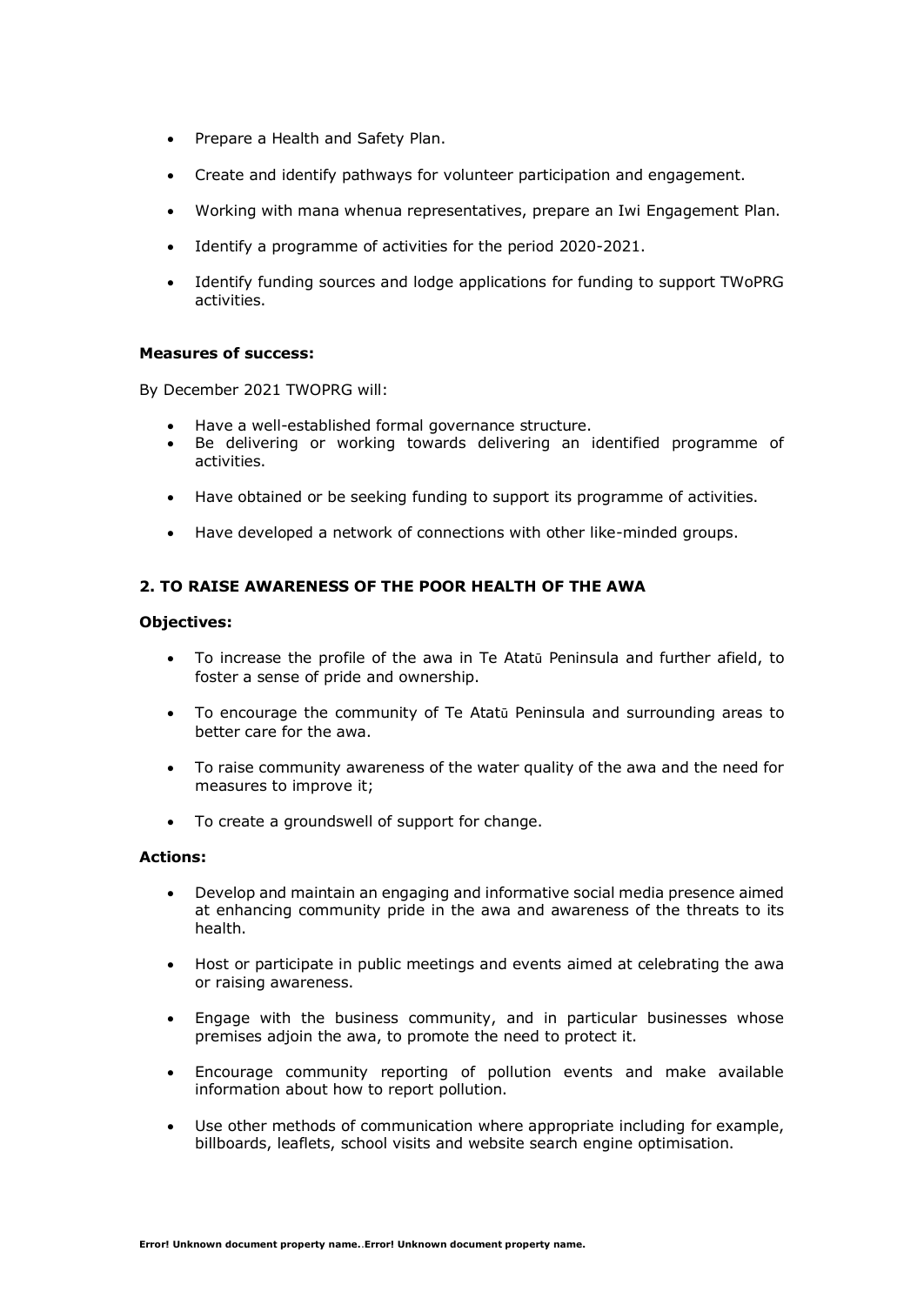- Prepare a Health and Safety Plan.
- Create and identify pathways for volunteer participation and engagement.
- Working with mana whenua representatives, prepare an Iwi Engagement Plan.
- Identify a programme of activities for the period 2020-2021.
- Identify funding sources and lodge applications for funding to support TWoPRG activities.

**Measures of success:**

By December 2021 TWOPRG will:

- Have a well-established formal governance structure.
- Be delivering or working towards delivering an identified programme of activities.
- Have obtained or be seeking funding to support its programme of activities.
- Have developed a network of connections with other like-minded groups.

## 2. TO RAISE AWARENESS OF THE POOR HEALTH OF THE AWA

**Objectives:**

- To increase the profile of the awa in Te Atatū Peninsula and further afield, to foster a sense of pride and ownership.
- To encourage the community of Te Atatū Peninsula and surrounding areas to better care for the awa.
- To raise community awareness of the water quality of the awa and the need for measures to improve it;
- To create a groundswell of support for change.

**Actions:**

- Develop and maintain an engaging and informative social media presence aimed at enhancing community pride in the awa and awareness of the threats to its health.
- Host or participate in public meetings and events aimed at celebrating the awa or raising awareness.
- Engage with the business community, and in particular businesses whose premises adjoin the awa, to promote the need to protect it.
- Encourage community reporting of pollution events and make available information about how to report pollution.
- Use other methods of communication where appropriate including for example, billboards, leaflets, school visits and website search engine optimisation.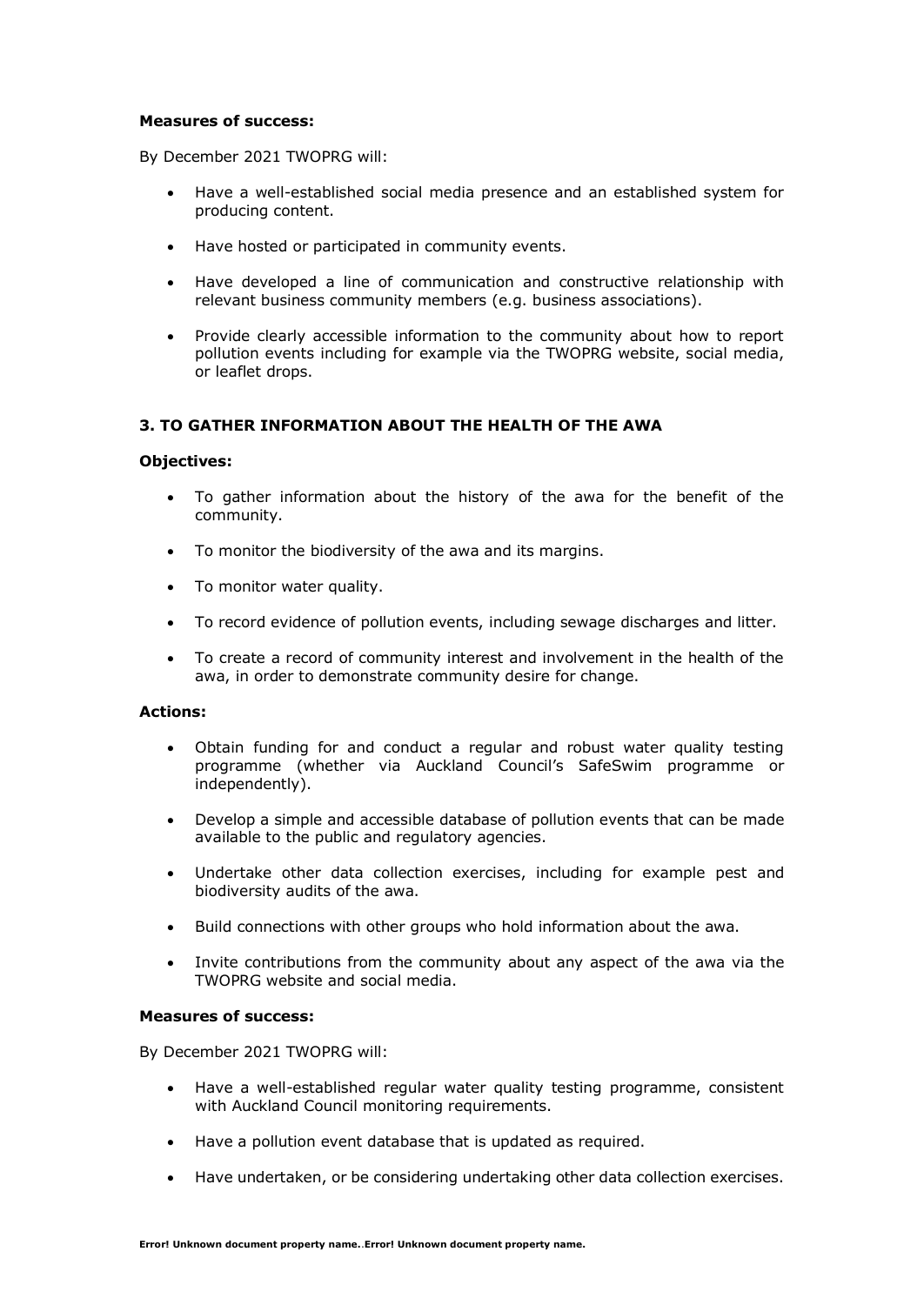**Measures of success:**

By December 2021 TWOPRG will:

- Have a well-established social media presence and an established system for producing content.
- Have hosted or participated in community events.
- Have developed a line of communication and constructive relationship with relevant business community members (e.g. business associations).
- Provide clearly accessible information to the community about how to report pollution events including for example via the TWOPRG website, social media, or leaflet drops.

### 3. TO GATHER INFORMATION ABOUT THE HEALTH OF THE AWA

**Objectives:**

- To gather information about the history of the awa for the benefit of the community.
- To monitor the biodiversity of the awa and its margins.
- To monitor water quality.
- To record evidence of pollution events, including sewage discharges and litter.
- To create a record of community interest and involvement in the health of the awa, in order to demonstrate community desire for change.

**Actions:**

- Obtain funding for and conduct a regular and robust water quality testing programme (whether via Auckland Council's SafeSwim programme or independently).
- Develop a simple and accessible database of pollution events that can be made available to the public and regulatory agencies.
- Undertake other data collection exercises, including for example pest and biodiversity audits of the awa.
- Build connections with other groups who hold information about the awa.
- Invite contributions from the community about any aspect of the awa via the TWOPRG website and social media.

**Measures of success:**

By December 2021 TWOPRG will:

- Have a well-established regular water quality testing programme, consistent with Auckland Council monitoring requirements.
- Have a pollution event database that is updated as required.
- Have undertaken, or be considering undertaking other data collection exercises.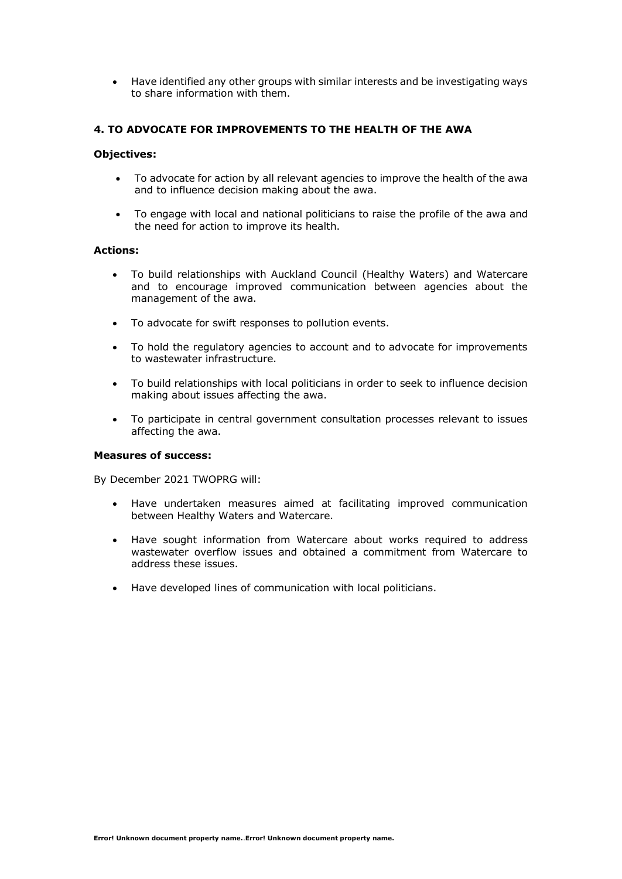- Have identified any other groups with similar interests and be investigating ways to share information with them.

## 4. TO ADVOCATE FOR IMPROVEMENTS TO THE HEALTH OF THE AWA

**Objectives:**

- To advocate for action by all relevant agencies to improve the health of the awa and to influence decision making about the awa.
- To engage with local and national politicians to raise the profile of the awa and the need for action to improve its health.

**Actions:**

- To build relationships with Auckland Council (Healthy Waters) and Watercare and to encourage improved communication between agencies about the management of the awa.
- To advocate for swift responses to pollution events.
- To hold the regulatory agencies to account and to advocate for improvements to wastewater infrastructure.
- To build relationships with local politicians in order to seek to influence decision making about issues affecting the awa.
- To participate in central government consultation processes relevant to issues affecting the awa.

**Measures of success:**

By December 2021 TWOPRG will:

- Have undertaken measures aimed at facilitating improved communication between Healthy Waters and Watercare.
- Have sought information from Watercare about works required to address wastewater overflow issues and obtained a commitment from Watercare to address these issues.
- Have developed lines of communication with local politicians.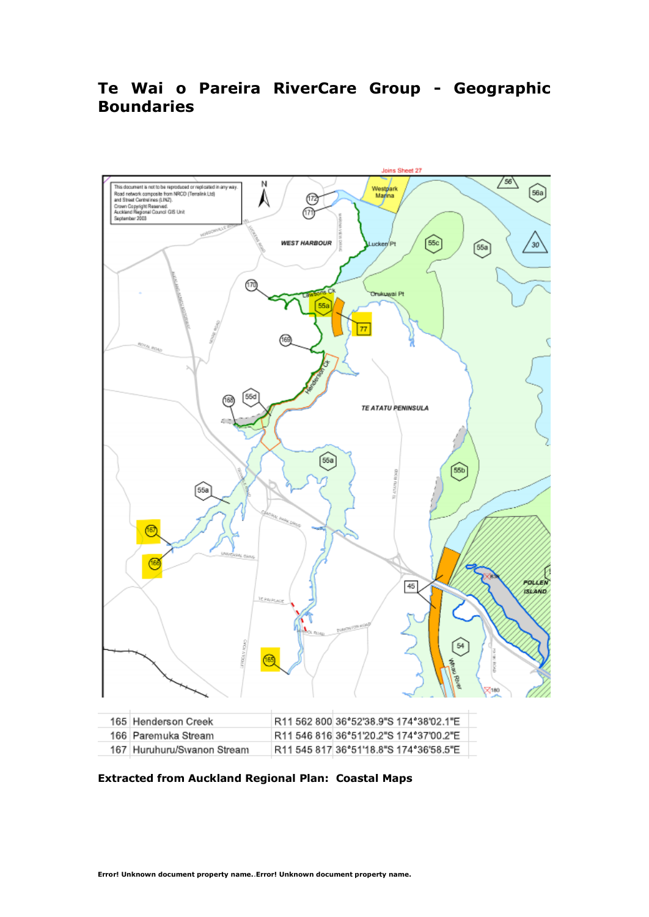# Te Wai o Pareira RiverCare Group - Geographic Boundaries

Joins Sheet 27

This document is not to be reproduced or replicated in any way.
Road network composite from NRCD (Terralink Ltd)
and Street Centrelines (LINZ).
Crown Copyright Reserved.
Auckland Regional Council GIS Unit
September 2003

N

WEST HARBOUR

TE ATATU PENINSULA

POLLEN ISLAND

Westpark Marina

Lucken Pt

Orukuwai Pt

Lawsons Ck

Henderson Ck

Whau River

172 171 170 169 168 167 166 165 55d 55a 55b 55c 56 56a 30 77 45 54 180

| | | | |
|---|---|---|---|
| 165 | Henderson Creek | R11 562 800 | 36°52'38.9"S 174°38'02.1"E |
| 166 | Paremuka Stream | R11 546 816 | 36°51'20.2"S 174°37'00.2"E |
| 167 | Huruhuru/Swanon Stream | R11 545 817 | 36°51'18.8"S 174°36'58.5"E |

**Extracted from Auckland Regional Plan: Coastal Maps**

**Error! Unknown document property name.** **Error! Unknown document property name.**